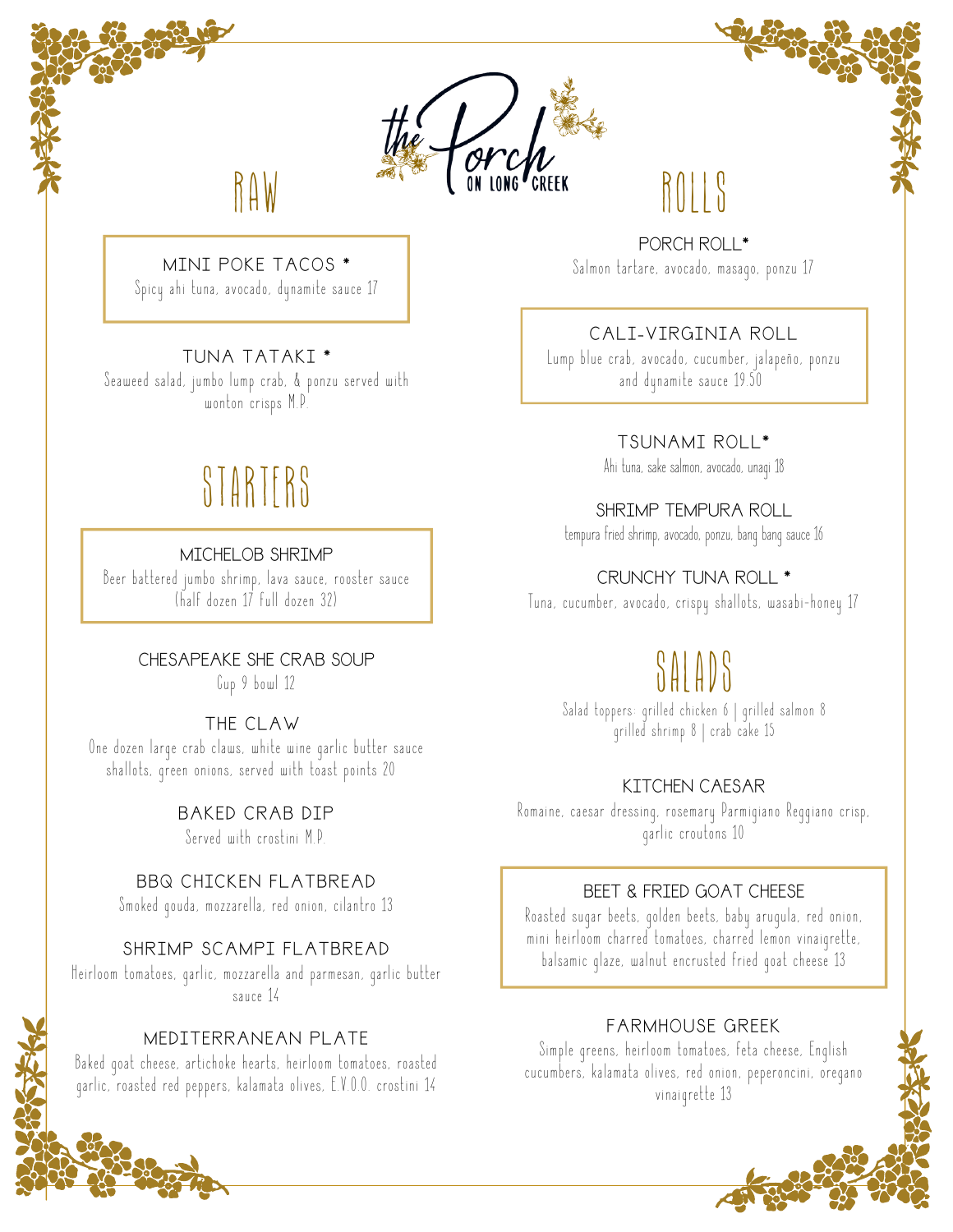# the Porch ON LONG CREEK

## RAW

### MINI POKE TACOS *
Spicy ahi tuna, avocado, dynamite sauce 17

### TUNA TATAKI *
Seaweed salad, jumbo lump crab, & ponzu served with wonton crisps M.P.

## STARTERS

### MICHELOB SHRIMP
Beer battered jumbo shrimp, lava sauce, rooster sauce (half dozen 17 full dozen 32)

### CHESAPEAKE SHE CRAB SOUP
Cup 9 bowl 12

### THE CLAW
One dozen large crab claws, white wine garlic butter sauce shallots, green onions, served with toast points 20

### BAKED CRAB DIP
Served with crostini M.P.

### BBQ CHICKEN FLATBREAD
Smoked gouda, mozzarella, red onion, cilantro 13

### SHRIMP SCAMPI FLATBREAD
Heirloom tomatoes, garlic, mozzarella and parmesan, garlic butter sauce 14

### MEDITERRANEAN PLATE
Baked goat cheese, artichoke hearts, heirloom tomatoes, roasted garlic, roasted red peppers, kalamata olives, E.V.O.O. crostini 14

## ROLLS

### PORCH ROLL*
Salmon tartare, avocado, masago, ponzu 17

### CALI-VIRGINIA ROLL
Lump blue crab, avocado, cucumber, jalapeño, ponzu and dynamite sauce 19.50

### TSUNAMI ROLL*
Ahi tuna, sake salmon, avocado, unagi 18

### SHRIMP TEMPURA ROLL
tempura fried shrimp, avocado, ponzu, bang bang sauce 16

### CRUNCHY TUNA ROLL *
Tuna, cucumber, avocado, crispy shallots, wasabi-honey 17

## SALADS

Salad toppers: grilled chicken 6 | grilled salmon 8
grilled shrimp 8 | crab cake 15

### KITCHEN CAESAR
Romaine, caesar dressing, rosemary Parmigiano Reggiano crisp, garlic croutons 10

### BEET & FRIED GOAT CHEESE
Roasted sugar beets, golden beets, baby arugula, red onion, mini heirloom charred tomatoes, charred lemon vinaigrette, balsamic glaze, walnut encrusted fried goat cheese 13

### FARMHOUSE GREEK
Simple greens, heirloom tomatoes, feta cheese, English cucumbers, kalamata olives, red onion, peperoncini, oregano vinaigrette 13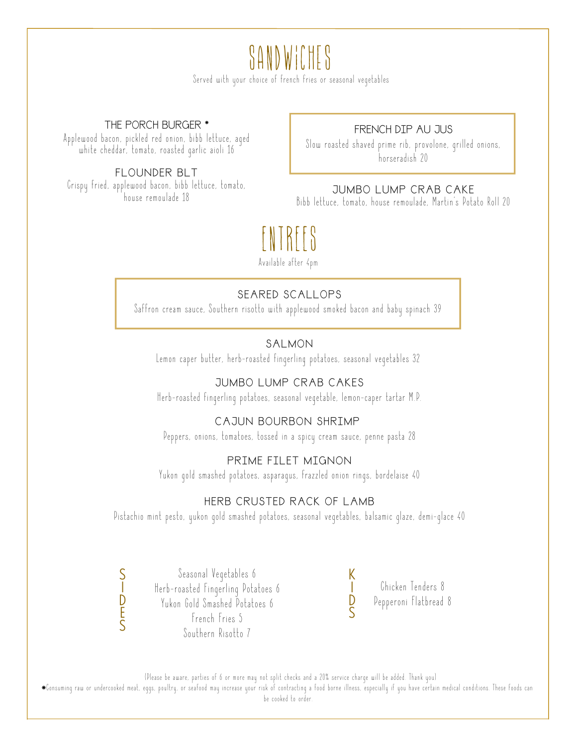# SANDWICHES

Served with your choice of french fries or seasonal vegetables

### THE PORCH BURGER *

Applewood bacon, pickled red onion, bibb lettuce, aged white cheddar, tomato, roasted garlic aioli 16

### FLOUNDER BLT

Crispy fried, applewood bacon, bibb lettuce, tomato, house remoulade 18

### FRENCH DIP AU JUS

Slow roasted shaved prime rib, provolone, grilled onions, horseradish 20

### JUMBO LUMP CRAB CAKE

Bibb lettuce, tomato, house remoulade, Martin's Potato Roll 20

# ENTREES

Available after 4pm

### SEARED SCALLOPS

Saffron cream sauce, Southern risotto with applewood smoked bacon and baby spinach 39

### SALMON

Lemon caper butter, herb-roasted fingerling potatoes, seasonal vegetables 32

### JUMBO LUMP CRAB CAKES

Herb-roasted fingerling potatoes, seasonal vegetable, lemon-caper tartar M.P.

### CAJUN BOURBON SHRIMP

Peppers, onions, tomatoes, tossed in a spicy cream sauce, penne pasta 28

### PRIME FILET MIGNON

Yukon gold smashed potatoes, asparagus, frazzled onion rings, bordelaise 40

### HERB CRUSTED RACK OF LAMB

Pistachio mint pesto, yukon gold smashed potatoes, seasonal vegetables, balsamic glaze, demi-glace 40

## SIDES

Seasonal Vegetables 6
Herb-roasted Fingerling Potatoes 6
Yukon Gold Smashed Potatoes 6
French Fries 5
Southern Risotto 7

## KIDS

Chicken Tenders 8
Pepperoni Flatbread 8

(Please be aware, parties of 6 or more may not split checks and a 20% service charge will be added. Thank you)

*Consuming raw or undercooked meat, eggs, poultry, or seafood may increase your risk of contracting a food borne illness, especially if you have certain medical conditions. These foods can be cooked to order.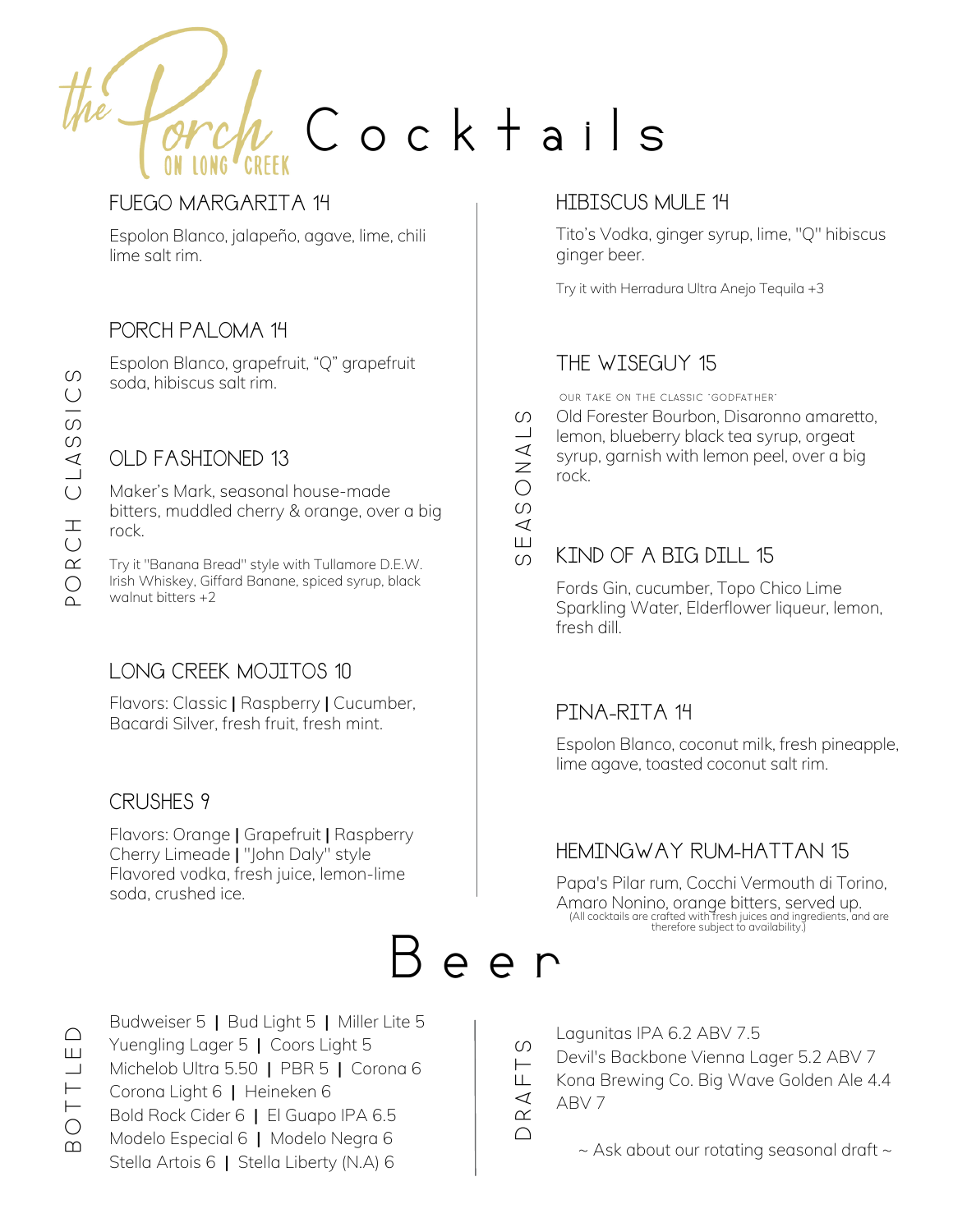# the Porch ON LONG CREEK Cocktails

## PORCH CLASSICS

### FUEGO MARGARITA 14

Espolon Blanco, jalapeño, agave, lime, chili lime salt rim.

### PORCH PALOMA 14

Espolon Blanco, grapefruit, "Q" grapefruit soda, hibiscus salt rim.

### OLD FASHIONED 13

Maker's Mark, seasonal house-made bitters, muddled cherry & orange, over a big rock.

Try it "Banana Bread" style with Tullamore D.E.W. Irish Whiskey, Giffard Banane, spiced syrup, black walnut bitters +2

### LONG CREEK MOJITOS 10

Flavors: Classic | Raspberry | Cucumber, Bacardi Silver, fresh fruit, fresh mint.

### CRUSHES 9

Flavors: Orange | Grapefruit | Raspberry Cherry Limeade | "John Daly" style Flavored vodka, fresh juice, lemon-lime soda, crushed ice.

## SEASONALS

### HIBISCUS MULE 14

Tito's Vodka, ginger syrup, lime, "Q" hibiscus ginger beer.

Try it with Herradura Ultra Anejo Tequila +3

### THE WISEGUY 15

OUR TAKE ON THE CLASSIC "GODFATHER"

Old Forester Bourbon, Disaronno amaretto, lemon, blueberry black tea syrup, orgeat syrup, garnish with lemon peel, over a big rock.

### KIND OF A BIG DILL 15

Fords Gin, cucumber, Topo Chico Lime Sparkling Water, Elderflower liqueur, lemon, fresh dill.

### PINA-RITA 14

Espolon Blanco, coconut milk, fresh pineapple, lime agave, toasted coconut salt rim.

### HEMINGWAY RUM-HATTAN 15

Papa's Pilar rum, Cocchi Vermouth di Torino, Amaro Nonino, orange bitters, served up.

(All cocktails are crafted with fresh juices and ingredients, and are therefore subject to availability.)

# Beer

## BOTTLED

Budweiser 5 | Bud Light 5 | Miller Lite 5
Yuengling Lager 5 | Coors Light 5
Michelob Ultra 5.50 | PBR 5 | Corona 6
Corona Light 6 | Heineken 6
Bold Rock Cider 6 | El Guapo IPA 6.5
Modelo Especial 6 | Modelo Negra 6
Stella Artois 6 | Stella Liberty (N.A) 6

## DRAFTS

Lagunitas IPA 6.2 ABV 7.5
Devil's Backbone Vienna Lager 5.2 ABV 7
Kona Brewing Co. Big Wave Golden Ale 4.4 ABV 7

~ Ask about our rotating seasonal draft ~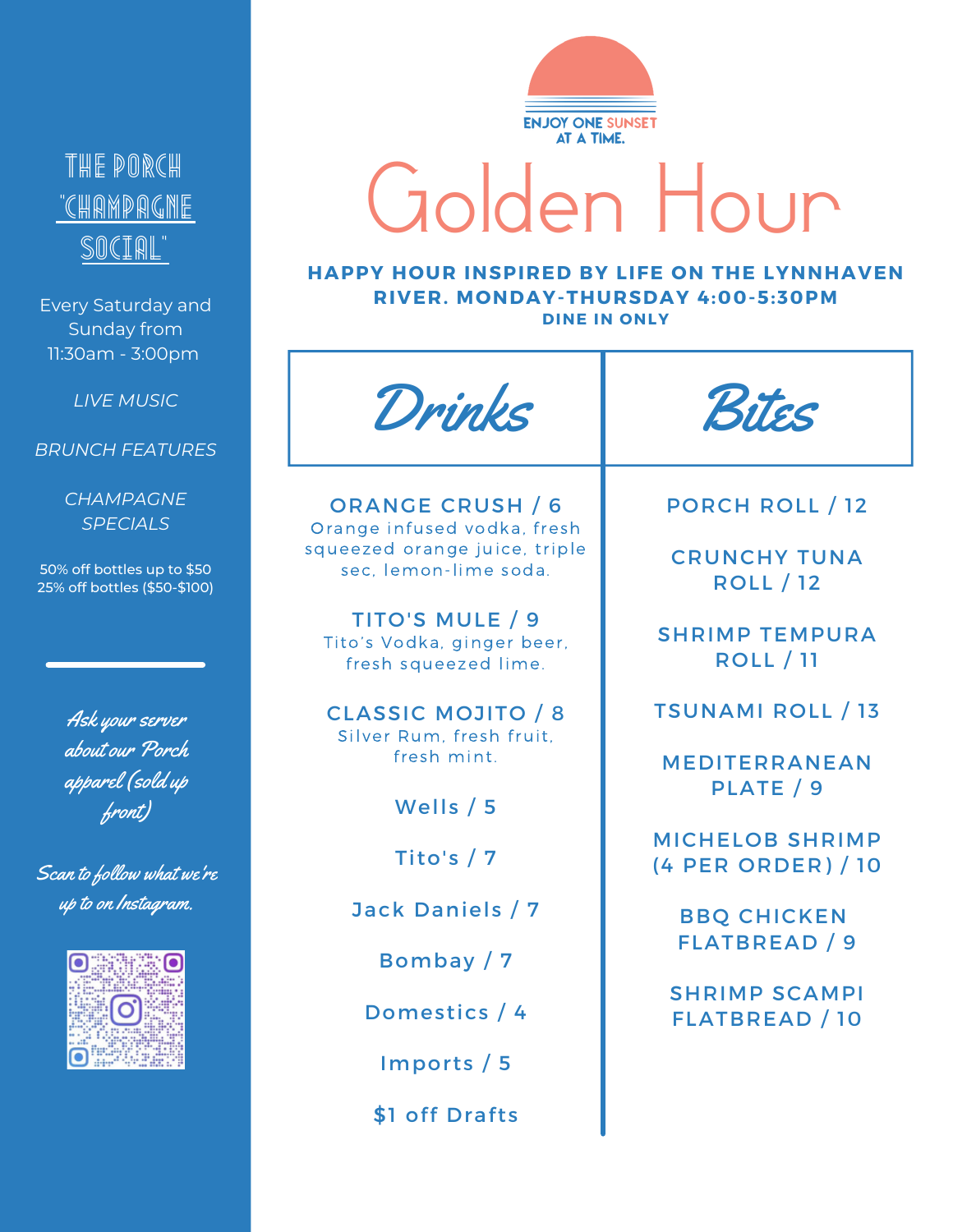ENJOY ONE SUNSET AT A TIME.

# Golden Hour

**HAPPY HOUR INSPIRED BY LIFE ON THE LYNNHAVEN RIVER. MONDAY-THURSDAY 4:00-5:30PM**
**DINE IN ONLY**

## Drinks

**ORANGE CRUSH / 6**
Orange infused vodka, fresh squeezed orange juice, triple sec, lemon-lime soda.

**TITO'S MULE / 9**
Tito's Vodka, ginger beer, fresh squeezed lime.

**CLASSIC MOJITO / 8**
Silver Rum, fresh fruit, fresh mint.

Wells / 5

Tito's / 7

Jack Daniels / 7

Bombay / 7

Domestics / 4

Imports / 5

$1 off Drafts

## Bites

PORCH ROLL / 12

CRUNCHY TUNA ROLL / 12

SHRIMP TEMPURA ROLL / 11

TSUNAMI ROLL / 13

MEDITERRANEAN PLATE / 9

MICHELOB SHRIMP (4 PER ORDER) / 10

BBQ CHICKEN FLATBREAD / 9

SHRIMP SCAMPI FLATBREAD / 10

## THE PORCH "CHAMPAGNE SOCIAL"

Every Saturday and Sunday from 11:30am - 3:00pm

*LIVE MUSIC*

*BRUNCH FEATURES*

*CHAMPAGNE SPECIALS*

50% off bottles up to $50
25% off bottles ($50-$100)

---

*Ask your server about our Porch apparel (sold up front)*

*Scan to follow what we're up to on Instagram.*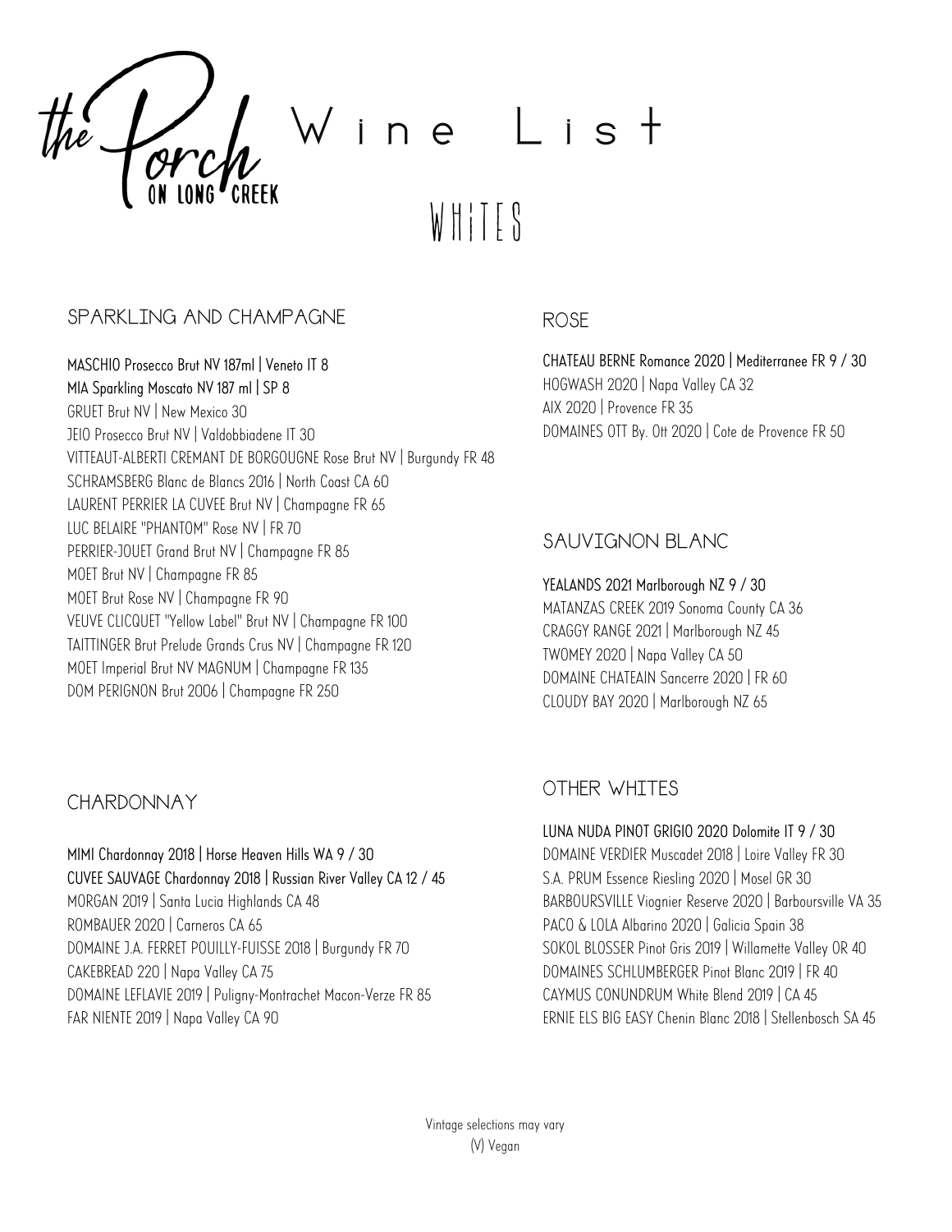# the Porch ON LONG CREEK Wine List

## WHITES

### SPARKLING AND CHAMPAGNE

MASCHIO Prosecco Brut NV 187ml | Veneto IT 8
MIA Sparkling Moscato NV 187 ml | SP 8
GRUET Brut NV | New Mexico 30
JEIO Prosecco Brut NV | Valdobbiadene IT 30
VITTEAUT-ALBERTI CREMANT DE BORGOUGNE Rose Brut NV | Burgundy FR 48
SCHRAMSBERG Blanc de Blancs 2016 | North Coast CA 60
LAURENT PERRIER LA CUVEE Brut NV | Champagne FR 65
LUC BELAIRE "PHANTOM" Rose NV | FR 70
PERRIER-JOUET Grand Brut NV | Champagne FR 85
MOET Brut NV | Champagne FR 85
MOET Brut Rose NV | Champagne FR 90
VEUVE CLICQUET "Yellow Label" Brut NV | Champagne FR 100
TAITTINGER Brut Prelude Grands Crus NV | Champagne FR 120
MOET Imperial Brut NV MAGNUM | Champagne FR 135
DOM PERIGNON Brut 2006 | Champagne FR 250

### CHARDONNAY

MIMI Chardonnay 2018 | Horse Heaven Hills WA 9 / 30
CUVEE SAUVAGE Chardonnay 2018 | Russian River Valley CA 12 / 45
MORGAN 2019 | Santa Lucia Highlands CA 48
ROMBAUER 2020 | Carneros CA 65
DOMAINE J.A. FERRET POUILLY-FUISSE 2018 | Burgundy FR 70
CAKEBREAD 220 | Napa Valley CA 75
DOMAINE LEFLAVIE 2019 | Puligny-Montrachet Macon-Verze FR 85
FAR NIENTE 2019 | Napa Valley CA 90

### ROSE

CHATEAU BERNE Romance 2020 | Mediterranee FR 9 / 30
HOGWASH 2020 | Napa Valley CA 32
AIX 2020 | Provence FR 35
DOMAINES OTT By. Ott 2020 | Cote de Provence FR 50

### SAUVIGNON BLANC

YEALANDS 2021 Marlborough NZ 9 / 30
MATANZAS CREEK 2019 Sonoma County CA 36
CRAGGY RANGE 2021 | Marlborough NZ 45
TWOMEY 2020 | Napa Valley CA 50
DOMAINE CHATEAIN Sancerre 2020 | FR 60
CLOUDY BAY 2020 | Marlborough NZ 65

### OTHER WHITES

LUNA NUDA PINOT GRIGIO 2020 Dolomite IT 9 / 30
DOMAINE VERDIER Muscadet 2018 | Loire Valley FR 30
S.A. PRUM Essence Riesling 2020 | Mosel GR 30
BARBOURSVILLE Viognier Reserve 2020 | Barboursville VA 35
PACO & LOLA Albarino 2020 | Galicia Spain 38
SOKOL BLOSSER Pinot Gris 2019 | Willamette Valley OR 40
DOMAINES SCHLUMBERGER Pinot Blanc 2019 | FR 40
CAYMUS CONUNDRUM White Blend 2019 | CA 45
ERNIE ELS BIG EASY Chenin Blanc 2018 | Stellenbosch SA 45

Vintage selections may vary
(V) Vegan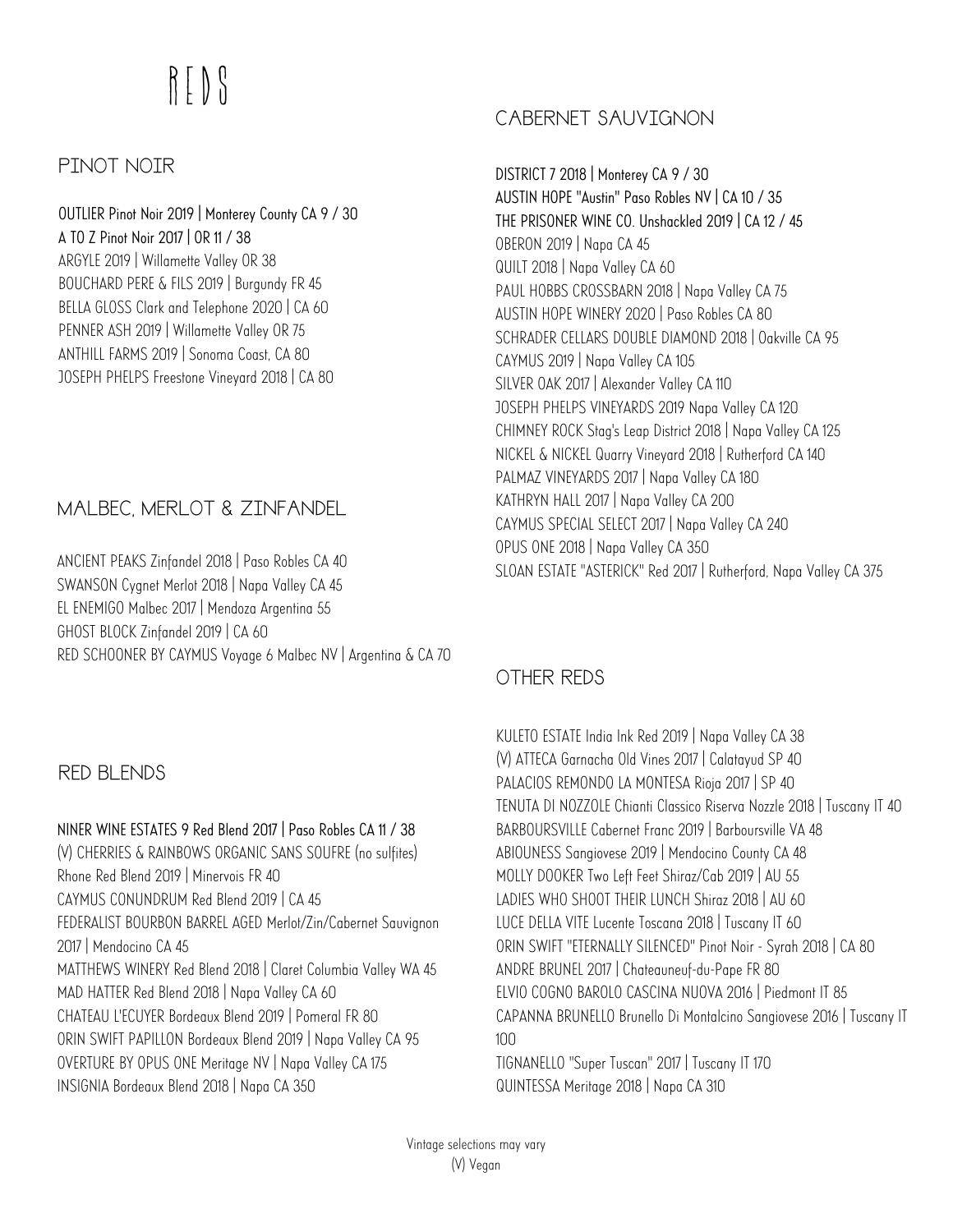# REDS

## PINOT NOIR

**OUTLIER Pinot Noir 2019 | Monterey County CA 9 / 30**
**A TO Z Pinot Noir 2017 | OR 11 / 38**
ARGYLE 2019 | Willamette Valley OR 38
BOUCHARD PERE & FILS 2019 | Burgundy FR 45
BELLA GLOSS Clark and Telephone 2020 | CA 60
PENNER ASH 2019 | Willamette Valley OR 75
ANTHILL FARMS 2019 | Sonoma Coast, CA 80
JOSEPH PHELPS Freestone Vineyard 2018 | CA 80

## MALBEC, MERLOT & ZINFANDEL

ANCIENT PEAKS Zinfandel 2018 | Paso Robles CA 40
SWANSON Cygnet Merlot 2018 | Napa Valley CA 45
EL ENEMIGO Malbec 2017 | Mendoza Argentina 55
GHOST BLOCK Zinfandel 2019 | CA 60
RED SCHOONER BY CAYMUS Voyage 6 Malbec NV | Argentina & CA 70

## RED BLENDS

**NINER WINE ESTATES 9 Red Blend 2017 | Paso Robles CA 11 / 38**
(V) CHERRIES & RAINBOWS ORGANIC SANS SOUFRE (no sulfites) Rhone Red Blend 2019 | Minervois FR 40
CAYMUS CONUNDRUM Red Blend 2019 | CA 45
FEDERALIST BOURBON BARREL AGED Merlot/Zin/Cabernet Sauvignon 2017 | Mendocino CA 45
MATTHEWS WINERY Red Blend 2018 | Claret Columbia Valley WA 45
MAD HATTER Red Blend 2018 | Napa Valley CA 60
CHATEAU L'ECUYER Bordeaux Blend 2019 | Pomeral FR 80
ORIN SWIFT PAPILLON Bordeaux Blend 2019 | Napa Valley CA 95
OVERTURE BY OPUS ONE Meritage NV | Napa Valley CA 175
INSIGNIA Bordeaux Blend 2018 | Napa CA 350

## CABERNET SAUVIGNON

**DISTRICT 7 2018 | Monterey CA 9 / 30**
**AUSTIN HOPE "Austin" Paso Robles NV | CA 10 / 35**
**THE PRISONER WINE CO. Unshackled 2019 | CA 12 / 45**
OBERON 2019 | Napa CA 45
QUILT 2018 | Napa Valley CA 60
PAUL HOBBS CROSSBARN 2018 | Napa Valley CA 75
AUSTIN HOPE WINERY 2020 | Paso Robles CA 80
SCHRADER CELLARS DOUBLE DIAMOND 2018 | Oakville CA 95
CAYMUS 2019 | Napa Valley CA 105
SILVER OAK 2017 | Alexander Valley CA 110
JOSEPH PHELPS VINEYARDS 2019 Napa Valley CA 120
CHIMNEY ROCK Stag's Leap District 2018 | Napa Valley CA 125
NICKEL & NICKEL Quarry Vineyard 2018 | Rutherford CA 140
PALMAZ VINEYARDS 2017 | Napa Valley CA 180
KATHRYN HALL 2017 | Napa Valley CA 200
CAYMUS SPECIAL SELECT 2017 | Napa Valley CA 240
OPUS ONE 2018 | Napa Valley CA 350
SLOAN ESTATE "ASTERICK" Red 2017 | Rutherford, Napa Valley CA 375

## OTHER REDS

KULETO ESTATE India Ink Red 2019 | Napa Valley CA 38
(V) ATTECA Garnacha Old Vines 2017 | Calatayud SP 40
PALACIOS REMONDO LA MONTESA Rioja 2017 | SP 40
TENUTA DI NOZZOLE Chianti Classico Riserva Nozzle 2018 | Tuscany IT 40
BARBOURSVILLE Cabernet Franc 2019 | Barboursville VA 48
ABIOUNESS Sangiovese 2019 | Mendocino County CA 48
MOLLY DOOKER Two Left Feet Shiraz/Cab 2019 | AU 55
LADIES WHO SHOOT THEIR LUNCH Shiraz 2018 | AU 60
LUCE DELLA VITE Lucente Toscana 2018 | Tuscany IT 60
ORIN SWIFT "ETERNALLY SILENCED" Pinot Noir - Syrah 2018 | CA 80
ANDRE BRUNEL 2017 | Chateauneuf-du-Pape FR 80
ELVIO COGNO BAROLO CASCINA NUOVA 2016 | Piedmont IT 85
CAPANNA BRUNELLO Brunello Di Montalcino Sangiovese 2016 | Tuscany IT 100
TIGNANELLO "Super Tuscan" 2017 | Tuscany IT 170
QUINTESSA Meritage 2018 | Napa CA 310

Vintage selections may vary
(V) Vegan